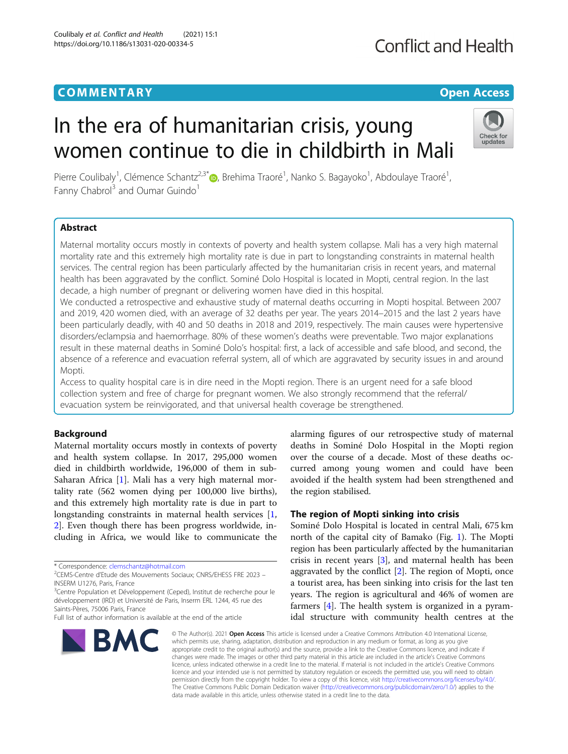COMMENTARY

Open Access

# In the era of humanitarian crisis, young women continue to die in childbirth in Mali

Pierre Coulibaly[1], Clémence Schantz[2,3*], Brehima Traoré[1], Nanko S. Bagayoko[1], Abdoulaye Traoré[1], Fanny Chabrol[3] and Oumar Guindo[1]

## Abstract

Maternal mortality occurs mostly in contexts of poverty and health system collapse. Mali has a very high maternal mortality rate and this extremely high mortality rate is due in part to longstanding constraints in maternal health services. The central region has been particularly affected by the humanitarian crisis in recent years, and maternal health has been aggravated by the conflict. Sominé Dolo Hospital is located in Mopti, central region. In the last decade, a high number of pregnant or delivering women have died in this hospital.

We conducted a retrospective and exhaustive study of maternal deaths occurring in Mopti hospital. Between 2007 and 2019, 420 women died, with an average of 32 deaths per year. The years 2014–2015 and the last 2 years have been particularly deadly, with 40 and 50 deaths in 2018 and 2019, respectively. The main causes were hypertensive disorders/eclampsia and haemorrhage. 80% of these women's deaths were preventable. Two major explanations result in these maternal deaths in Sominé Dolo's hospital: first, a lack of accessible and safe blood, and second, the absence of a reference and evacuation referral system, all of which are aggravated by security issues in and around Mopti.

Access to quality hospital care is in dire need in the Mopti region. There is an urgent need for a safe blood collection system and free of charge for pregnant women. We also strongly recommend that the referral/evacuation system be reinvigorated, and that universal health coverage be strengthened.

## Background

Maternal mortality occurs mostly in contexts of poverty and health system collapse. In 2017, 295,000 women died in childbirth worldwide, 196,000 of them in sub-Saharan Africa [1]. Mali has a very high maternal mortality rate (562 women dying per 100,000 live births), and this extremely high mortality rate is due in part to longstanding constraints in maternal health services [1, 2]. Even though there has been progress worldwide, including in Africa, we would like to communicate the alarming figures of our retrospective study of maternal deaths in Sominé Dolo Hospital in the Mopti region over the course of a decade. Most of these deaths occurred among young women and could have been avoided if the health system had been strengthened and the region stabilised.

## The region of Mopti sinking into crisis

Sominé Dolo Hospital is located in central Mali, 675 km north of the capital city of Bamako (Fig. 1). The Mopti region has been particularly affected by the humanitarian crisis in recent years [3], and maternal health has been aggravated by the conflict [2]. The region of Mopti, once a tourist area, has been sinking into crisis for the last ten years. The region is agricultural and 46% of women are farmers [4]. The health system is organized in a pyramidal structure with community health centres at the

\* Correspondence: clemschantz@hotmail.com
[2]CEMS-Centre d'Etude des Mouvements Sociaux; CNRS/EHESS FRE 2023 – INSERM U1276, Paris, France
[3]Centre Population et Développement (Ceped), Institut de recherche pour le développement (IRD) et Université de Paris, Inserm ERL 1244, 45 rue des Saints-Pères, 75006 Paris, France
Full list of author information is available at the end of the article

© The Author(s). 2021 **Open Access** This article is licensed under a Creative Commons Attribution 4.0 International License, which permits use, sharing, adaptation, distribution and reproduction in any medium or format, as long as you give appropriate credit to the original author(s) and the source, provide a link to the Creative Commons licence, and indicate if changes were made. The images or other third party material in this article are included in the article's Creative Commons licence, unless indicated otherwise in a credit line to the material. If material is not included in the article's Creative Commons licence and your intended use is not permitted by statutory regulation or exceeds the permitted use, you will need to obtain permission directly from the copyright holder. To view a copy of this licence, visit http://creativecommons.org/licenses/by/4.0/. The Creative Commons Public Domain Dedication waiver (http://creativecommons.org/publicdomain/zero/1.0/) applies to the data made available in this article, unless otherwise stated in a credit line to the data.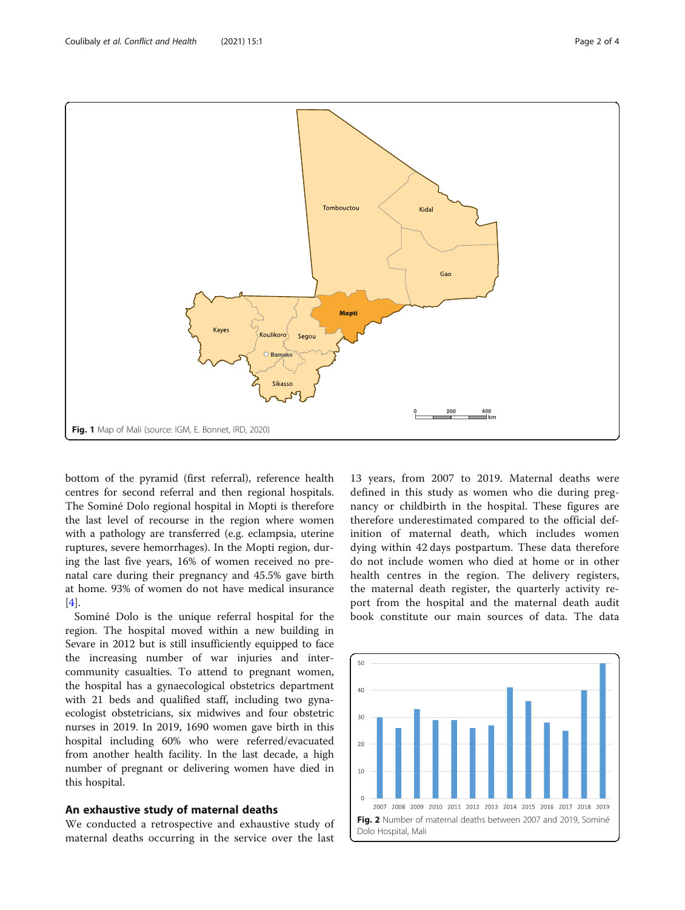Fig. 1 Map of Mali (source: IGM, E. Bonnet, IRD, 2020)

bottom of the pyramid (first referral), reference health centres for second referral and then regional hospitals. The Sominé Dolo regional hospital in Mopti is therefore the last level of recourse in the region where women with a pathology are transferred (e.g. eclampsia, uterine ruptures, severe hemorrhages). In the Mopti region, during the last five years, 16% of women received no prenatal care during their pregnancy and 45.5% gave birth at home. 93% of women do not have medical insurance [4].

Sominé Dolo is the unique referral hospital for the region. The hospital moved within a new building in Sevare in 2012 but is still insufficiently equipped to face the increasing number of war injuries and intercommunity casualties. To attend to pregnant women, the hospital has a gynaecological obstetrics department with 21 beds and qualified staff, including two gynaecologist obstetricians, six midwives and four obstetric nurses in 2019. In 2019, 1690 women gave birth in this hospital including 60% who were referred/evacuated from another health facility. In the last decade, a high number of pregnant or delivering women have died in this hospital.

## An exhaustive study of maternal deaths

We conducted a retrospective and exhaustive study of maternal deaths occurring in the service over the last 13 years, from 2007 to 2019. Maternal deaths were defined in this study as women who die during pregnancy or childbirth in the hospital. These figures are therefore underestimated compared to the official definition of maternal death, which includes women dying within 42 days postpartum. These data therefore do not include women who died at home or in other health centres in the region. The delivery registers, the maternal death register, the quarterly activity report from the hospital and the maternal death audit book constitute our main sources of data. The data

Fig. 2 Number of maternal deaths between 2007 and 2019, Sominé Dolo Hospital, Mali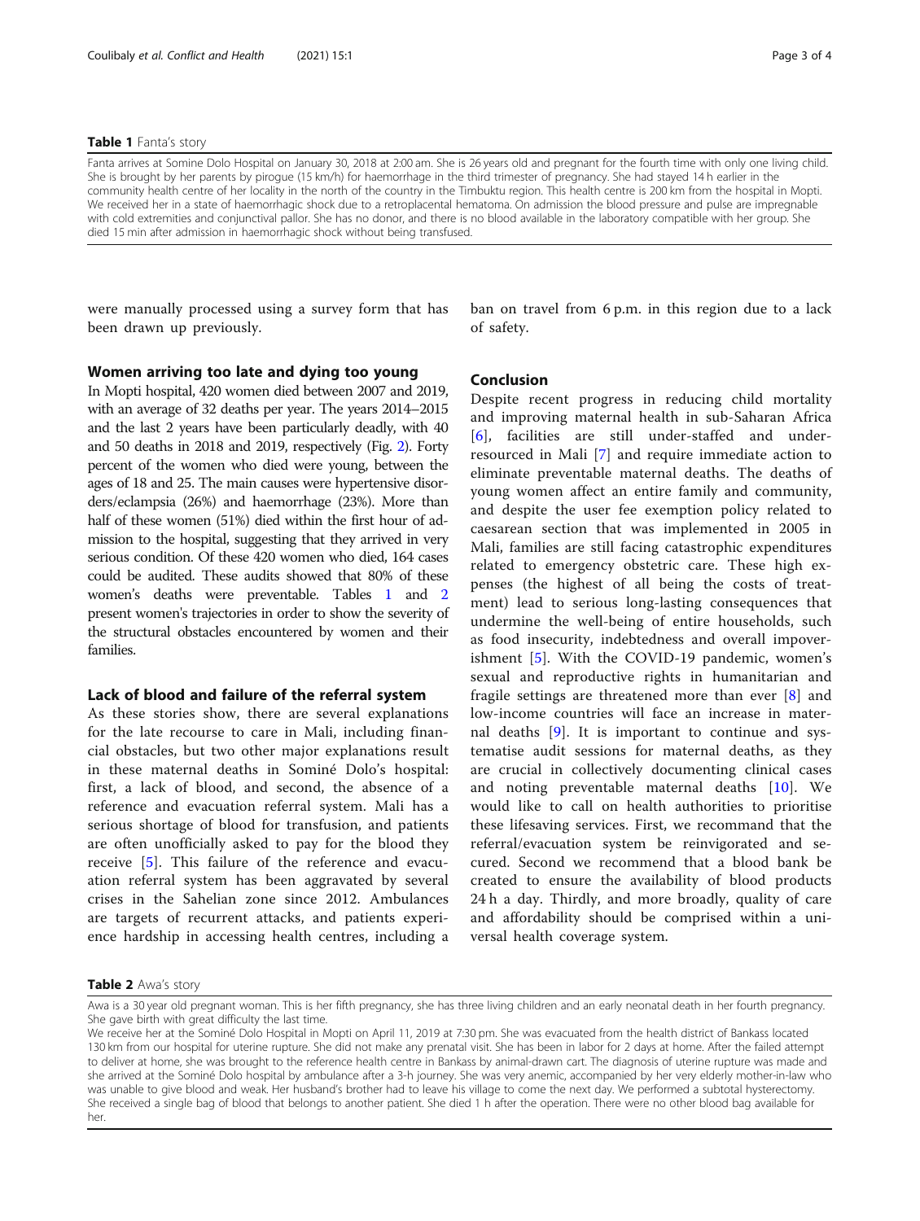**Table 1** Fanta's story

| Fanta arrives at Somine Dolo Hospital on January 30, 2018 at 2:00 am. She is 26 years old and pregnant for the fourth time with only one living child. She is brought by her parents by pirogue (15 km/h) for haemorrhage in the third trimester of pregnancy. She had stayed 14 h earlier in the community health centre of her locality in the north of the country in the Timbuktu region. This health centre is 200 km from the hospital in Mopti. We received her in a state of haemorrhagic shock due to a retroplacental hematoma. On admission the blood pressure and pulse are impregnable with cold extremities and conjunctival pallor. She has no donor, and there is no blood available in the laboratory compatible with her group. She died 15 min after admission in haemorrhagic shock without being transfused. |
| --- |

were manually processed using a survey form that has been drawn up previously.

## Women arriving too late and dying too young

In Mopti hospital, 420 women died between 2007 and 2019, with an average of 32 deaths per year. The years 2014–2015 and the last 2 years have been particularly deadly, with 40 and 50 deaths in 2018 and 2019, respectively (Fig. 2). Forty percent of the women who died were young, between the ages of 18 and 25. The main causes were hypertensive disorders/eclampsia (26%) and haemorrhage (23%). More than half of these women (51%) died within the first hour of admission to the hospital, suggesting that they arrived in very serious condition. Of these 420 women who died, 164 cases could be audited. These audits showed that 80% of these women's deaths were preventable. Tables 1 and 2 present women's trajectories in order to show the severity of the structural obstacles encountered by women and their families.

## Lack of blood and failure of the referral system

As these stories show, there are several explanations for the late recourse to care in Mali, including financial obstacles, but two other major explanations result in these maternal deaths in Sominé Dolo's hospital: first, a lack of blood, and second, the absence of a reference and evacuation referral system. Mali has a serious shortage of blood for transfusion, and patients are often unofficially asked to pay for the blood they receive [5]. This failure of the reference and evacuation referral system has been aggravated by several crises in the Sahelian zone since 2012. Ambulances are targets of recurrent attacks, and patients experience hardship in accessing health centres, including a ban on travel from 6 p.m. in this region due to a lack of safety.

## Conclusion

Despite recent progress in reducing child mortality and improving maternal health in sub-Saharan Africa [6], facilities are still under-staffed and under-resourced in Mali [7] and require immediate action to eliminate preventable maternal deaths. The deaths of young women affect an entire family and community, and despite the user fee exemption policy related to caesarean section that was implemented in 2005 in Mali, families are still facing catastrophic expenditures related to emergency obstetric care. These high expenses (the highest of all being the costs of treatment) lead to serious long-lasting consequences that undermine the well-being of entire households, such as food insecurity, indebtedness and overall impoverishment [5]. With the COVID-19 pandemic, women's sexual and reproductive rights in humanitarian and fragile settings are threatened more than ever [8] and low-income countries will face an increase in maternal deaths [9]. It is important to continue and systematise audit sessions for maternal deaths, as they are crucial in collectively documenting clinical cases and noting preventable maternal deaths [10]. We would like to call on health authorities to prioritise these lifesaving services. First, we recommand that the referral/evacuation system be reinvigorated and secured. Second we recommend that a blood bank be created to ensure the availability of blood products 24 h a day. Thirdly, and more broadly, quality of care and affordability should be comprised within a universal health coverage system.

**Table 2** Awa's story

| Awa is a 30 year old pregnant woman. This is her fifth pregnancy, she has three living children and an early neonatal death in her fourth pregnancy. She gave birth with great difficulty the last time. |
| --- |
| We receive her at the Sominé Dolo Hospital in Mopti on April 11, 2019 at 7:30 pm. She was evacuated from the health district of Bankass located 130 km from our hospital for uterine rupture. She did not make any prenatal visit. She has been in labor for 2 days at home. After the failed attempt to deliver at home, she was brought to the reference health centre in Bankass by animal-drawn cart. The diagnosis of uterine rupture was made and she arrived at the Sominé Dolo hospital by ambulance after a 3-h journey. She was very anemic, accompanied by her very elderly mother-in-law who was unable to give blood and weak. Her husband's brother had to leave his village to come the next day. We performed a subtotal hysterectomy. She received a single bag of blood that belongs to another patient. She died 1 h after the operation. There were no other blood bag available for her. |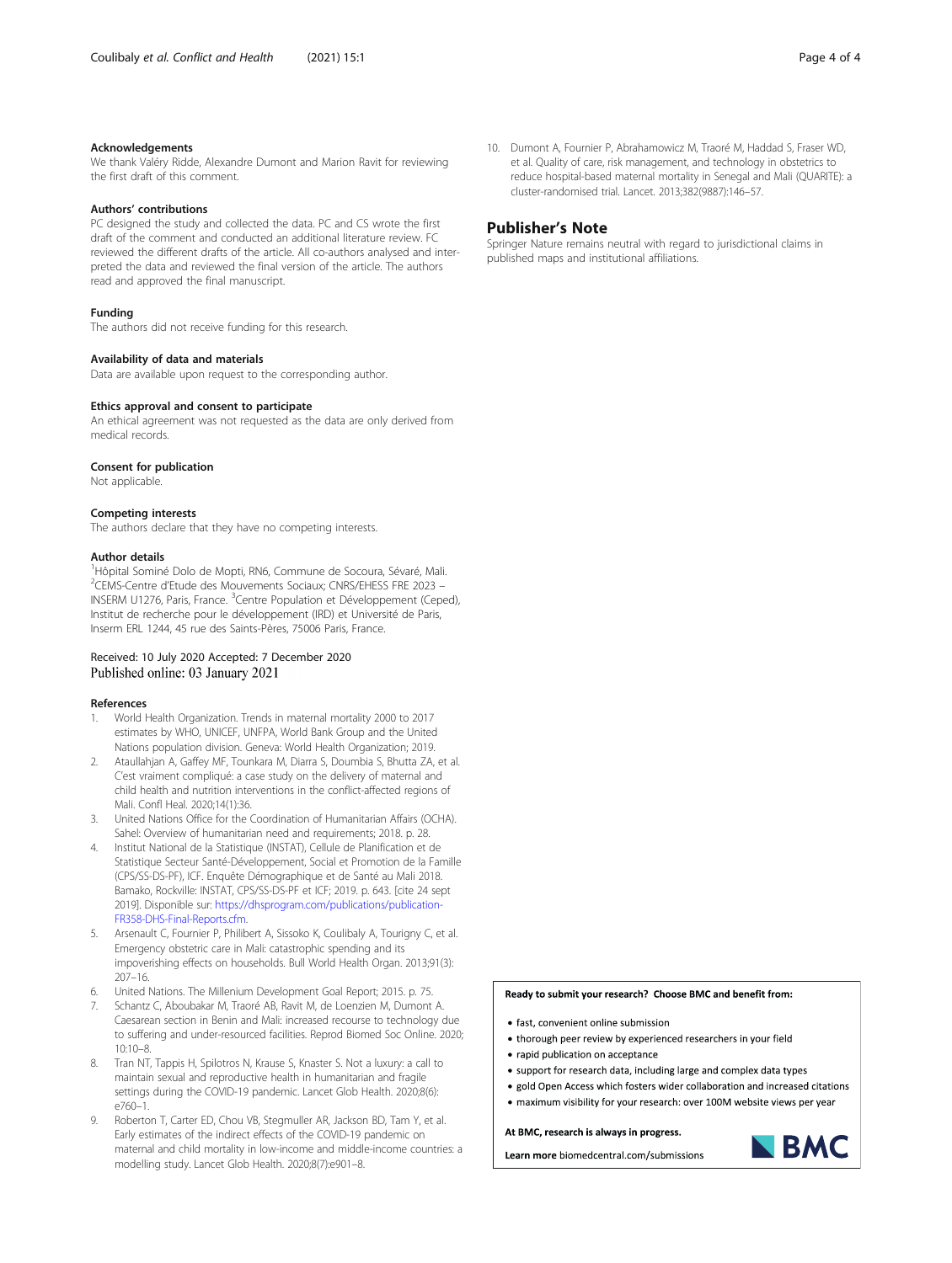### Acknowledgements

We thank Valéry Ridde, Alexandre Dumont and Marion Ravit for reviewing the first draft of this comment.

### Authors' contributions

PC designed the study and collected the data. PC and CS wrote the first draft of the comment and conducted an additional literature review. FC reviewed the different drafts of the article. All co-authors analysed and interpreted the data and reviewed the final version of the article. The authors read and approved the final manuscript.

### Funding

The authors did not receive funding for this research.

### Availability of data and materials

Data are available upon request to the corresponding author.

### Ethics approval and consent to participate

An ethical agreement was not requested as the data are only derived from medical records.

### Consent for publication

Not applicable.

### Competing interests

The authors declare that they have no competing interests.

### Author details

[1]Hôpital Sominé Dolo de Mopti, RN6, Commune de Socoura, Sévaré, Mali. [2]CEMS-Centre d'Etude des Mouvements Sociaux; CNRS/EHESS FRE 2023 – INSERM U1276, Paris, France. [3]Centre Population et Développement (Ceped), Institut de recherche pour le développement (IRD) et Université de Paris, Inserm ERL 1244, 45 rue des Saints-Pères, 75006 Paris, France.

Received: 10 July 2020 Accepted: 7 December 2020
Published online: 03 January 2021

### References

1. World Health Organization. Trends in maternal mortality 2000 to 2017 estimates by WHO, UNICEF, UNFPA, World Bank Group and the United Nations population division. Geneva: World Health Organization; 2019.
2. Ataullahjan A, Gaffey MF, Tounkara M, Diarra S, Doumbia S, Bhutta ZA, et al. C'est vraiment compliqué: a case study on the delivery of maternal and child health and nutrition interventions in the conflict-affected regions of Mali. Confl Heal. 2020;14(1):36.
3. United Nations Office for the Coordination of Humanitarian Affairs (OCHA). Sahel: Overview of humanitarian need and requirements; 2018. p. 28.
4. Institut National de la Statistique (INSTAT), Cellule de Planification et de Statistique Secteur Santé-Développement, Social et Promotion de la Famille (CPS/SS-DS-PF), ICF. Enquête Démographique et de Santé au Mali 2018. Bamako, Rockville: INSTAT, CPS/SS-DS-PF et ICF; 2019. p. 643. [cite 24 sept 2019]. Disponible sur: https://dhsprogram.com/publications/publication-FR358-DHS-Final-Reports.cfm.
5. Arsenault C, Fournier P, Philibert A, Sissoko K, Coulibaly A, Tourigny C, et al. Emergency obstetric care in Mali: catastrophic spending and its impoverishing effects on households. Bull World Health Organ. 2013;91(3): 207–16.
6. United Nations. The Millenium Development Goal Report; 2015. p. 75.
7. Schantz C, Aboubakar M, Traoré AB, Ravit M, de Loenzien M, Dumont A. Caesarean section in Benin and Mali: increased recourse to technology due to suffering and under-resourced facilities. Reprod Biomed Soc Online. 2020; 10:10–8.
8. Tran NT, Tappis H, Spilotros N, Krause S, Knaster S. Not a luxury: a call to maintain sexual and reproductive health in humanitarian and fragile settings during the COVID-19 pandemic. Lancet Glob Health. 2020;8(6): e760–1.
9. Roberton T, Carter ED, Chou VB, Stegmuller AR, Jackson BD, Tam Y, et al. Early estimates of the indirect effects of the COVID-19 pandemic on maternal and child mortality in low-income and middle-income countries: a modelling study. Lancet Glob Health. 2020;8(7):e901–8.
10. Dumont A, Fournier P, Abrahamowicz M, Traoré M, Haddad S, Fraser WD, et al. Quality of care, risk management, and technology in obstetrics to reduce hospital-based maternal mortality in Senegal and Mali (QUARITE): a cluster-randomised trial. Lancet. 2013;382(9887):146–57.

## Publisher's Note

Springer Nature remains neutral with regard to jurisdictional claims in published maps and institutional affiliations.

**Ready to submit your research? Choose BMC and benefit from:**

- fast, convenient online submission
- thorough peer review by experienced researchers in your field
- rapid publication on acceptance
- support for research data, including large and complex data types
- gold Open Access which fosters wider collaboration and increased citations
- maximum visibility for your research: over 100M website views per year

**At BMC, research is always in progress.**

**Learn more** biomedcentral.com/submissions

BMC